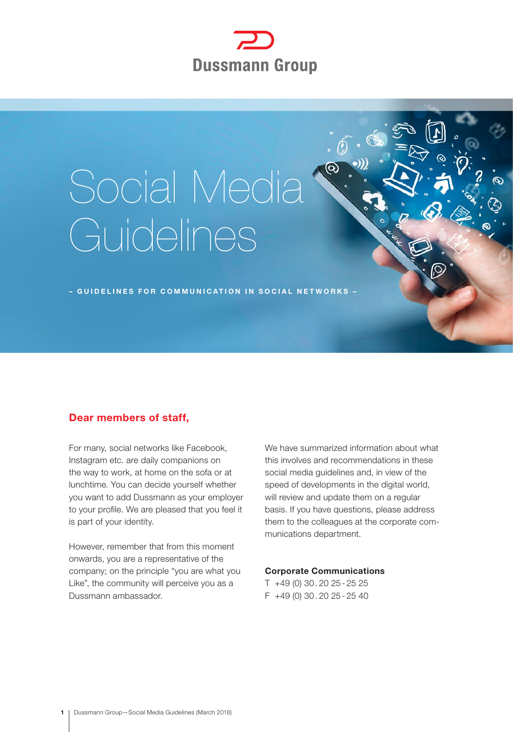Dussmann Group

# Social Media Guidelines

– GUIDELINES FOR COMMUNICATION IN SOCIAL NETWORKS –

## Dear members of staff,

For many, social networks like Facebook, Instagram etc. are daily companions on the way to work, at home on the sofa or at lunchtime. You can decide yourself whether you want to add Dussmann as your employer to your profile. We are pleased that you feel it is part of your identity.

However, remember that from this moment onwards, you are a representative of the company; on the principle "you are what you Like", the community will perceive you as a Dussmann ambassador.

We have summarized information about what this involves and recommendations in these social media guidelines and, in view of the speed of developments in the digital world, will review and update them on a regular basis. If you have questions, please address them to the colleagues at the corporate communications department.

**Corporate Communications**
T +49 (0) 30 . 20 25 - 25 25
F +49 (0) 30 . 20 25 - 25 40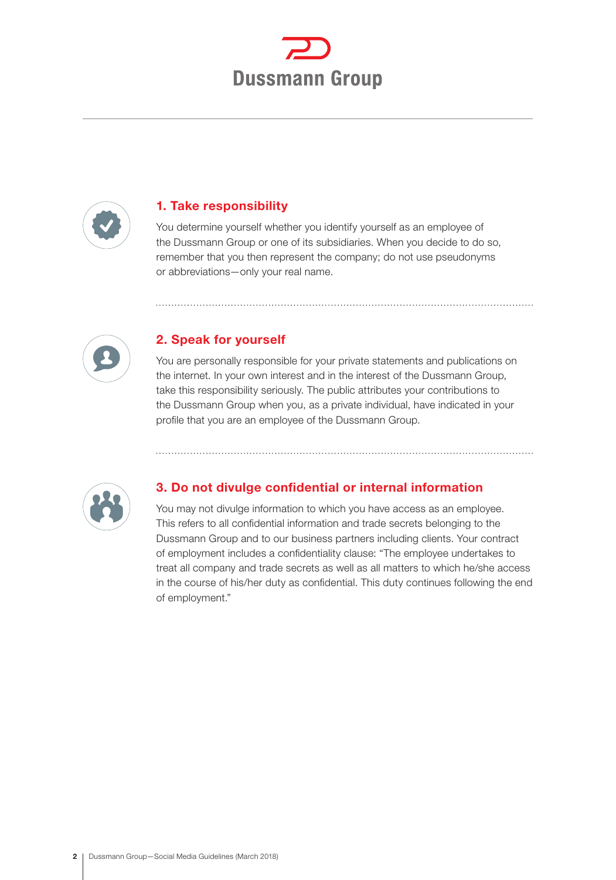## 1. Take responsibility

You determine yourself whether you identify yourself as an employee of the Dussmann Group or one of its subsidiaries. When you decide to do so, remember that you then represent the company; do not use pseudonyms or abbreviations—only your real name.

## 2. Speak for yourself

You are personally responsible for your private statements and publications on the internet. In your own interest and in the interest of the Dussmann Group, take this responsibility seriously. The public attributes your contributions to the Dussmann Group when you, as a private individual, have indicated in your profile that you are an employee of the Dussmann Group.

## 3. Do not divulge confidential or internal information

You may not divulge information to which you have access as an employee. This refers to all confidential information and trade secrets belonging to the Dussmann Group and to our business partners including clients. Your contract of employment includes a confidentiality clause: "The employee undertakes to treat all company and trade secrets as well as all matters to which he/she access in the course of his/her duty as confidential. This duty continues following the end of employment."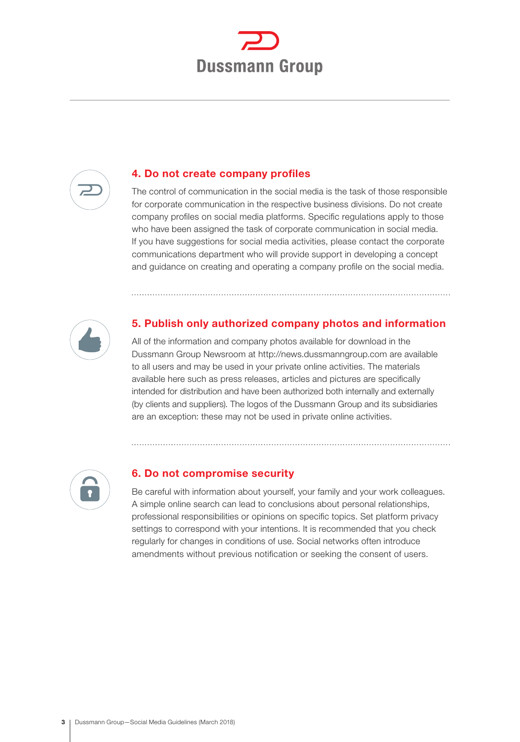## 4. Do not create company profiles

The control of communication in the social media is the task of those responsible for corporate communication in the respective business divisions. Do not create company profiles on social media platforms. Specific regulations apply to those who have been assigned the task of corporate communication in social media. If you have suggestions for social media activities, please contact the corporate communications department who will provide support in developing a concept and guidance on creating and operating a company profile on the social media.

## 5. Publish only authorized company photos and information

All of the information and company photos available for download in the Dussmann Group Newsroom at http://news.dussmanngroup.com are available to all users and may be used in your private online activities. The materials available here such as press releases, articles and pictures are specifically intended for distribution and have been authorized both internally and externally (by clients and suppliers). The logos of the Dussmann Group and its subsidiaries are an exception: these may not be used in private online activities.

## 6. Do not compromise security

Be careful with information about yourself, your family and your work colleagues. A simple online search can lead to conclusions about personal relationships, professional responsibilities or opinions on specific topics. Set platform privacy settings to correspond with your intentions. It is recommended that you check regularly for changes in conditions of use. Social networks often introduce amendments without previous notification or seeking the consent of users.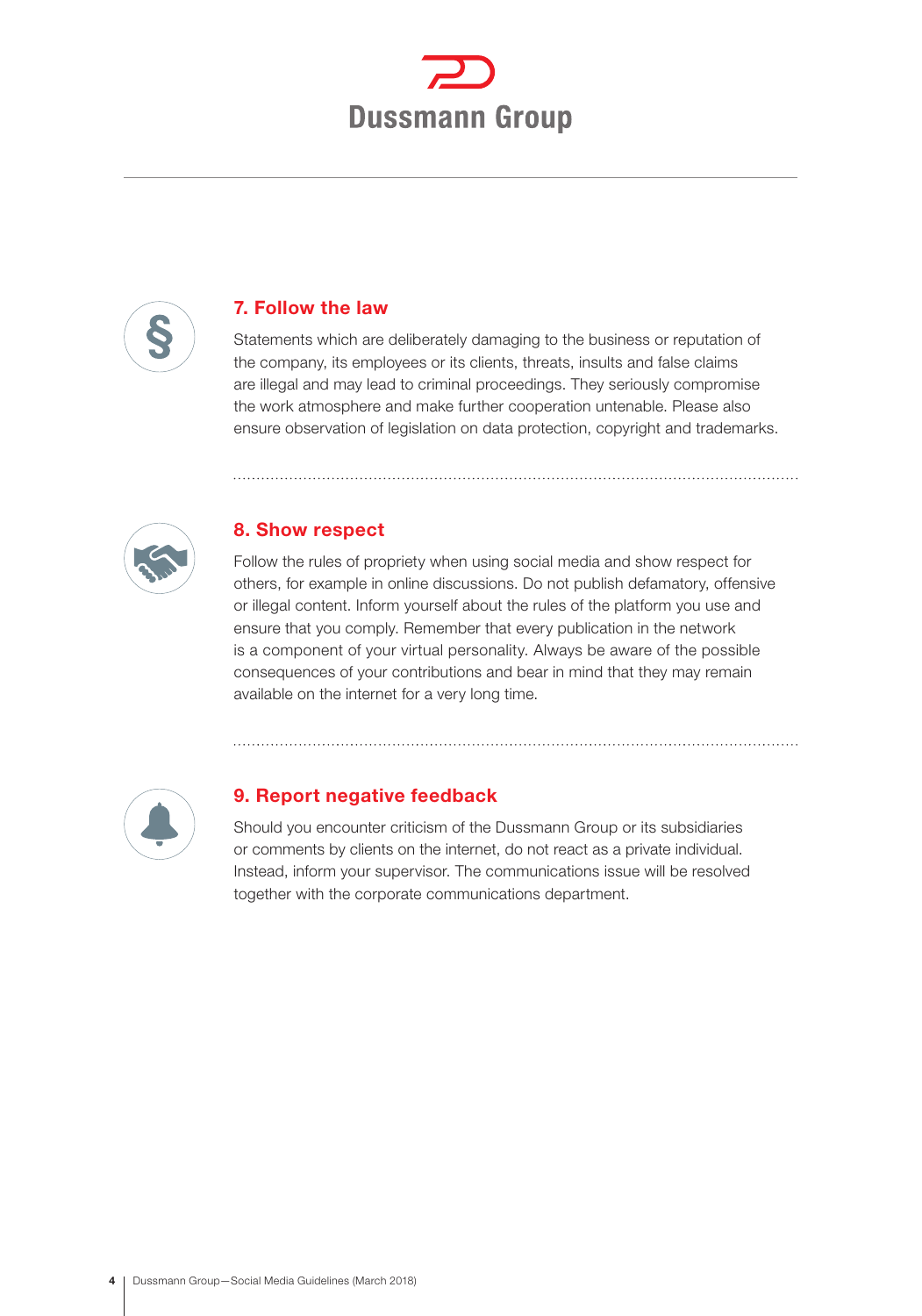## 7. Follow the law

Statements which are deliberately damaging to the business or reputation of the company, its employees or its clients, threats, insults and false claims are illegal and may lead to criminal proceedings. They seriously compromise the work atmosphere and make further cooperation untenable. Please also ensure observation of legislation on data protection, copyright and trademarks.

## 8. Show respect

Follow the rules of propriety when using social media and show respect for others, for example in online discussions. Do not publish defamatory, offensive or illegal content. Inform yourself about the rules of the platform you use and ensure that you comply. Remember that every publication in the network is a component of your virtual personality. Always be aware of the possible consequences of your contributions and bear in mind that they may remain available on the internet for a very long time.

## 9. Report negative feedback

Should you encounter criticism of the Dussmann Group or its subsidiaries or comments by clients on the internet, do not react as a private individual. Instead, inform your supervisor. The communications issue will be resolved together with the corporate communications department.